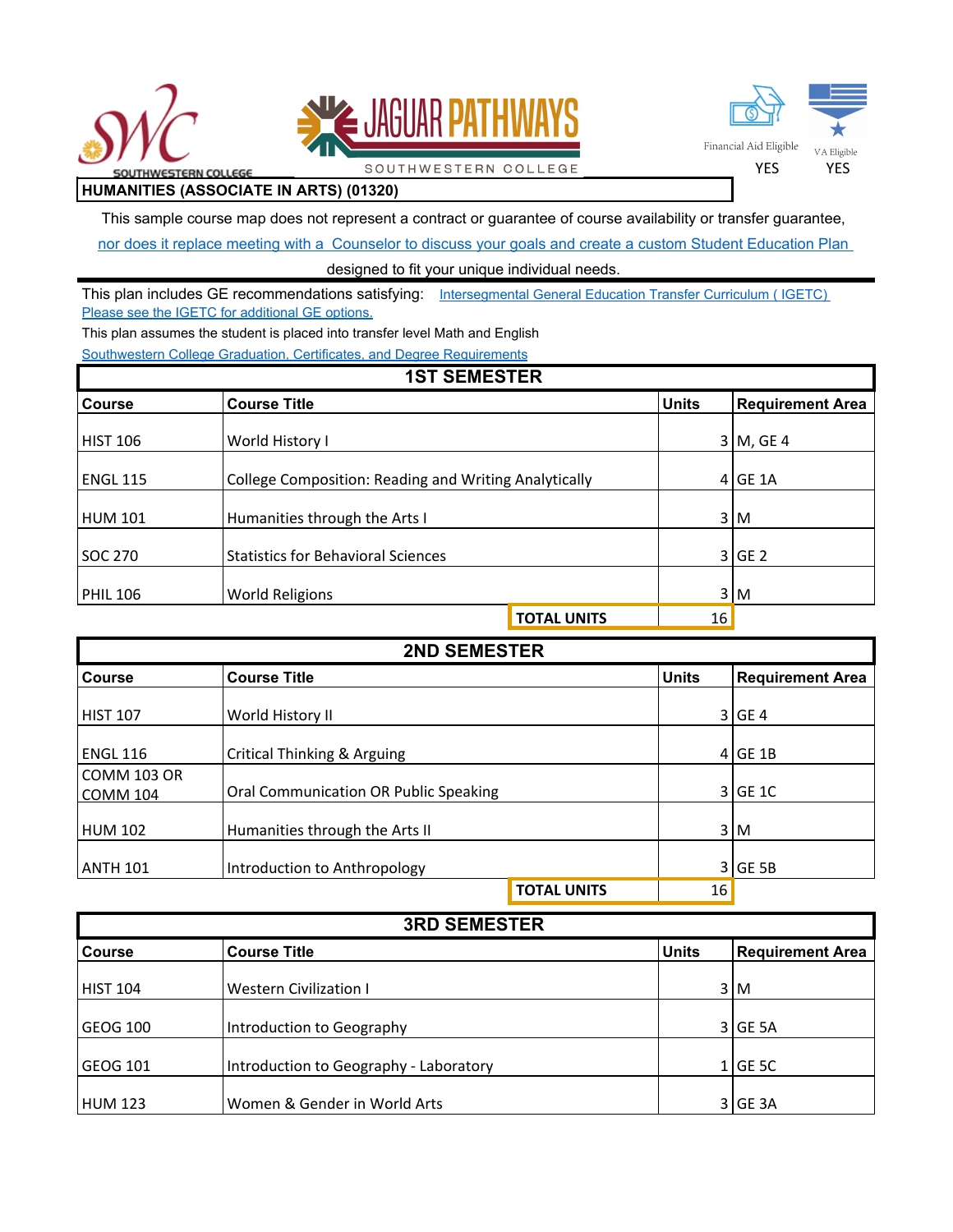Financial Aid Eligible: YES

VA Eligible: YES

# HUMANITIES (ASSOCIATE IN ARTS) (01320)

This sample course map does not represent a contract or guarantee of course availability or transfer guarantee, nor does it replace meeting with a Counselor to discuss your goals and create a custom Student Education Plan designed to fit your unique individual needs.

This plan includes GE recommendations satisfying: Intersegmental General Education Transfer Curriculum ( IGETC)
Please see the IGETC for additional GE options.

This plan assumes the student is placed into transfer level Math and English

Southwestern College Graduation, Certificates, and Degree Requirements

## 1ST SEMESTER

| Course | Course Title | Units | Requirement Area |
|---|---|---|---|
| HIST 106 | World History I | 3 | M, GE 4 |
| ENGL 115 | College Composition: Reading and Writing Analytically | 4 | GE 1A |
| HUM 101 | Humanities through the Arts I | 3 | M |
| SOC 270 | Statistics for Behavioral Sciences | 3 | GE 2 |
| PHIL 106 | World Religions | 3 | M |
| | **TOTAL UNITS** | 16 | |

## 2ND SEMESTER

| Course | Course Title | Units | Requirement Area |
|---|---|---|---|
| HIST 107 | World History II | 3 | GE 4 |
| ENGL 116 | Critical Thinking & Arguing | 4 | GE 1B |
| COMM 103 OR COMM 104 | Oral Communication OR Public Speaking | 3 | GE 1C |
| HUM 102 | Humanities through the Arts II | 3 | M |
| ANTH 101 | Introduction to Anthropology | 3 | GE 5B |
| | **TOTAL UNITS** | 16 | |

## 3RD SEMESTER

| Course | Course Title | Units | Requirement Area |
|---|---|---|---|
| HIST 104 | Western Civilization I | 3 | M |
| GEOG 100 | Introduction to Geography | 3 | GE 5A |
| GEOG 101 | Introduction to Geography - Laboratory | 1 | GE 5C |
| HUM 123 | Women & Gender in World Arts | 3 | GE 3A |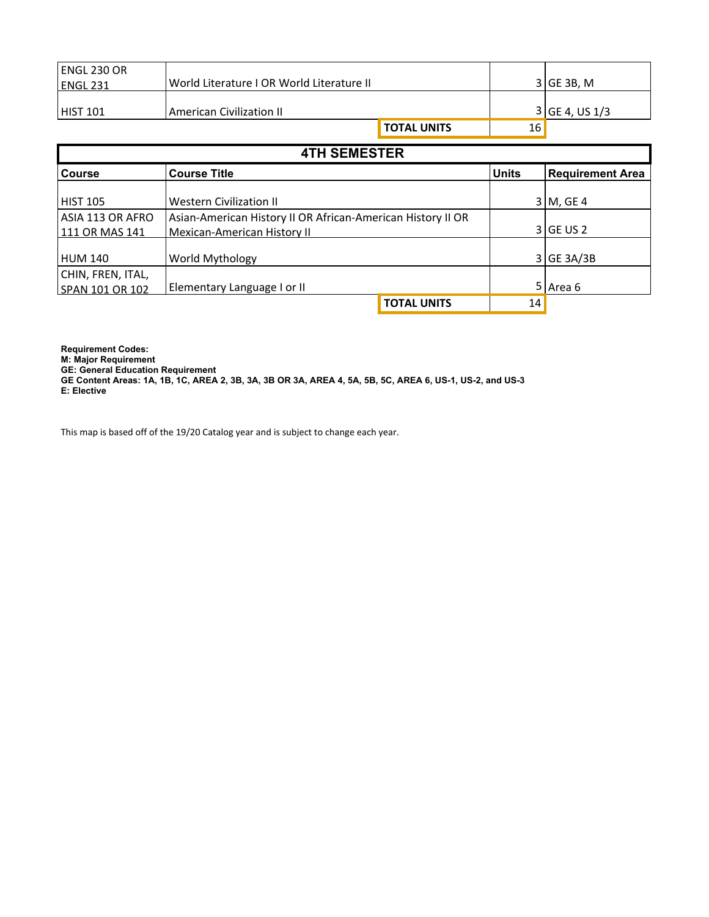| | | | |
|---|---|---|---|
| ENGL 230 OR ENGL 231 | World Literature I OR World Literature II | 3 | GE 3B, M |
| HIST 101 | American Civilization II | 3 | GE 4, US 1/3 |
| | TOTAL UNITS | 16 | |

## 4TH SEMESTER

| Course | Course Title | Units | Requirement Area |
|---|---|---|---|
| HIST 105 | Western Civilization II | 3 | M, GE 4 |
| ASIA 113 OR AFRO 111 OR MAS 141 | Asian-American History II OR African-American History II OR Mexican-American History II | 3 | GE US 2 |
| HUM 140 | World Mythology | 3 | GE 3A/3B |
| CHIN, FREN, ITAL, SPAN 101 OR 102 | Elementary Language I or II | 5 | Area 6 |
| | TOTAL UNITS | 14 | |

**Requirement Codes:**
**M: Major Requirement**
**GE: General Education Requirement**
**GE Content Areas: 1A, 1B, 1C, AREA 2, 3B, 3A, 3B OR 3A, AREA 4, 5A, 5B, 5C, AREA 6, US-1, US-2, and US-3**
**E: Elective**

This map is based off of the 19/20 Catalog year and is subject to change each year.